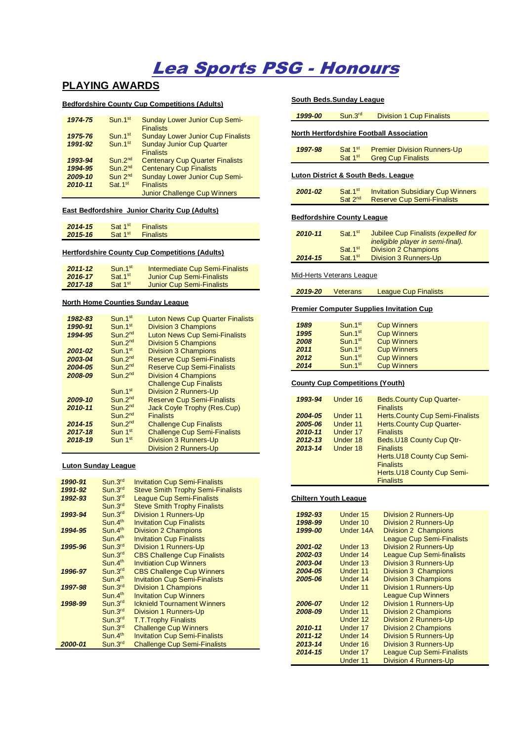# *Lea Sports PSG - Honours*

## PLAYING AWARDS

### Bedfordshire County Cup Competitions (Adults)

| | | |
|---|---|---|
| **1974-75** | Sun.1st | Sunday Lower Junior Cup Semi-Finalists |
| **1975-76** | Sun.1st | Sunday Lower Junior Cup Finalists |
| **1991-92** | Sun.1st | Sunday Junior Cup Quarter Finalists |
| **1993-94** | Sun.2nd | Centenary Cup Quarter Finalists |
| **1994-95** | Sun.2nd | Centenary Cup Finalists |
| **2009-10** | Sun 2nd | Sunday Lower Junior Cup Semi-Finalists |
| **2010-11** | Sat.1st | Junior Challenge Cup Winners |

### East Bedfordshire Junior Charity Cup (Adults)

| | | |
|---|---|---|
| **2014-15** | Sat 1st | Finalists |
| **2015-16** | Sat 1st | Finalists |

### Hertfordshire County Cup Competitions (Adults)

| | | |
|---|---|---|
| **2011-12** | Sun.1st | Intermediate Cup Semi-Finalists |
| **2016-17** | Sat.1st | Junior Cup Semi-Finalists |
| **2017-18** | Sat 1st | Junior Cup Semi-Finalists |

### North Home Counties Sunday League

| | | |
|---|---|---|
| **1982-83** | Sun.1st | Luton News Cup Quarter Finalists |
| **1990-91** | Sun.1st | Division 3 Champions |
| **1994-95** | Sun.2nd | Luton News Cup Semi-Finalists |
| | Sun.2nd | Division 5 Champions |
| **2001-02** | Sun.1st | Division 3 Champions |
| **2003-04** | Sun.2nd | Reserve Cup Semi-Finalists |
| **2004-05** | Sun.2nd | Reserve Cup Semi-Finalists |
| **2008-09** | Sun.2nd | Division 4 Champions |
| | | Challenge Cup Finalists |
| | Sun.1st | Division 2 Runners-Up |
| **2009-10** | Sun.2nd | Reserve Cup Semi-Finalists |
| **2010-11** | Sun.2nd | Jack Coyle Trophy (Res.Cup) Finalists |
| | Sun.2nd | Challenge Cup Finalists |
| **2014-15** | Sun.2nd | Challenge Cup Semi-Finalists |
| **2017-18** | Sun 1st | Division 3 Runners-Up |
| **2018-19** | Sun 1st | Division 2 Runners-Up |

### Luton Sunday League

| | | |
|---|---|---|
| **1990-91** | Sun.3rd | Invitation Cup Semi-Finalists |
| **1991-92** | Sun.3rd | Steve Smith Trophy Semi-Finalists |
| **1992-93** | Sun.3rd | League Cup Semi-Finalists |
| | Sun.3rd | Steve Smith Trophy Finalists |
| **1993-94** | Sun.3rd | Division 1 Runners-Up |
| | Sun.4th | Invitation Cup Finalists |
| **1994-95** | Sun.4th | Division 2 Champions |
| | Sun.4th | Invitation Cup Finalists |
| **1995-96** | Sun.3rd | Division 1 Runners-Up |
| | Sun.3rd | CBS Challenge Cup Finalists |
| | Sun.4th | Invitiation Cup Winners |
| **1996-97** | Sun.3rd | CBS Challenge Cup Winners |
| | Sun.4th | Invitation Cup Semi-Finalists |
| **1997-98** | Sun.3rd | Division 1 Champions |
| | Sun.4th | Invitation Cup Winners |
| **1998-99** | Sun.3rd | Icknield Tournament Winners |
| | Sun.3rd | Division 1 Runners-Up |
| | Sun.3rd | T.T.Trophy Finalists |
| | Sun.3rd | Challenge Cup Winners |
| | Sun.4th | Invitation Cup Semi-Finalists |
| **2000-01** | Sun.3rd | Challenge Cup Semi-Finalists |

### South Beds.Sunday League

| | | |
|---|---|---|
| **1999-00** | Sun.3rd | Division 1 Cup Finalists |

### North Hertfordshire Football Association

| | | |
|---|---|---|
| **1997-98** | Sat 1st | Premier Division Runners-Up |
| | Sat 1st | Greg Cup Finalists |

### Luton District & South Beds. League

| | | |
|---|---|---|
| **2001-02** | Sat.1st | Invitation Subsidiary Cup Winners |
| | Sat 2nd | Reserve Cup Semi-Finalists |

### Bedfordshire County League

| | | |
|---|---|---|
| **2010-11** | Sat.1st | Jubilee Cup Finalists *(expelled for ineligible player in semi-final).* |
| | Sat.1st | Division 2 Champions |
| **2014-15** | Sat.1st | Division 3 Runners-Up |

### Mid-Herts Veterans League

| | | |
|---|---|---|
| **2019-20** | Veterans | League Cup Finalists |

### Premier Computer Supplies Invitation Cup

| | | |
|---|---|---|
| **1989** | Sun.1st | Cup Winners |
| **1995** | Sun.1st | Cup Winners |
| **2008** | Sun.1st | Cup Winners |
| **2011** | Sun.1st | Cup Winners |
| **2012** | Sun.1st | Cup Winners |
| **2014** | Sun.1st | Cup Winners |

### County Cup Competitions (Youth)

| | | |
|---|---|---|
| **1993-94** | Under 16 | Beds.County Cup Quarter-Finalists |
| **2004-05** | Under 11 | Herts.County Cup Semi-Finalists |
| **2005-06** | Under 11 | Herts.County Cup Quarter-Finalists |
| **2010-11** | Under 17 | Beds.U18 County Cup Qtr-Finalists |
| **2012-13** | Under 18 | Herts.U18 County Cup Semi-Finalists |
| **2013-14** | Under 18 | Herts.U18 County Cup Semi-Finalists |

### Chiltern Youth League

| | | |
|---|---|---|
| **1992-93** | Under 15 | Division 2 Runners-Up |
| **1998-99** | Under 10 | Division 2 Runners-Up |
| **1999-00** | Under 14A | Division 2 Champions |
| | | League Cup Semi-Finalists |
| **2001-02** | Under 13 | Division 2 Runners-Up |
| **2002-03** | Under 14 | League Cup Semi-finalists |
| **2003-04** | Under 13 | Division 3 Runners-Up |
| **2004-05** | Under 11 | Division 3 Champions |
| **2005-06** | Under 14 | Division 3 Champions |
| | Under 11 | Division 1 Runners-Up |
| | | League Cup Winners |
| **2006-07** | Under 12 | Division 1 Runners-Up |
| **2008-09** | Under 11 | Division 2 Champions |
| | Under 12 | Division 2 Runners-Up |
| **2010-11** | Under 17 | Division 2 Champions |
| **2011-12** | Under 14 | Division 5 Runners-Up |
| **2013-14** | Under 16 | Division 3 Runners-Up |
| **2014-15** | Under 17 | League Cup Semi-Finalists |
| | Under 11 | Division 4 Runners-Up |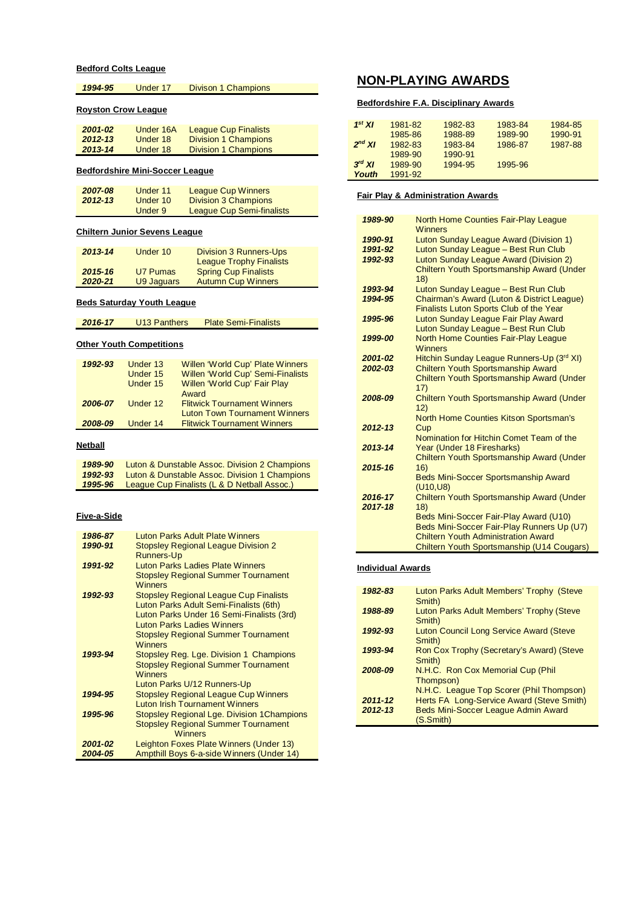**Bedford Colts League**

| | | |
|---|---|---|
| ***1994-95*** | Under 17 | Divison 1 Champions |

**Royston Crow League**

| | | |
|---|---|---|
| ***2001-02*** | Under 16A | League Cup Finalists |
| ***2012-13*** | Under 18 | Division 1 Champions |
| ***2013-14*** | Under 18 | Division 1 Champions |

**Bedfordshire Mini-Soccer League**

| | | |
|---|---|---|
| ***2007-08*** | Under 11 | League Cup Winners |
| ***2012-13*** | Under 10 | Division 3 Champions |
| | Under 9 | League Cup Semi-finalists |

**Chiltern Junior Sevens League**

| | | |
|---|---|---|
| ***2013-14*** | Under 10 | Division 3 Runners-Ups |
| | | League Trophy Finalists |
| ***2015-16*** | U7 Pumas | Spring Cup Finalists |
| ***2020-21*** | U9 Jaguars | Autumn Cup Winners |

**Beds Saturday Youth League**

| | | |
|---|---|---|
| ***2016-17*** | U13 Panthers | Plate Semi-Finalists |

**Other Youth Competitions**

| | | |
|---|---|---|
| ***1992-93*** | Under 13 | Willen 'World Cup' Plate Winners |
| | Under 15 | Willen 'World Cup' Semi-Finalists |
| | Under 15 | Willen 'World Cup' Fair Play Award |
| ***2006-07*** | Under 12 | Flitwick Tournament Winners |
| | | Luton Town Tournament Winners |
| ***2008-09*** | Under 14 | Flitwick Tournament Winners |

**Netball**

| | |
|---|---|
| ***1989-90*** | Luton & Dunstable Assoc. Division 2 Champions |
| ***1992-93*** | Luton & Dunstable Assoc. Division 1 Champions |
| ***1995-96*** | League Cup Finalists (L & D Netball Assoc.) |

**Five-a-Side**

| | |
|---|---|
| ***1986-87*** | Luton Parks Adult Plate Winners |
| ***1990-91*** | Stopsley Regional League Division 2 Runners-Up |
| ***1991-92*** | Luton Parks Ladies Plate Winners |
| | Stopsley Regional Summer Tournament Winners |
| ***1992-93*** | Stopsley Regional League Cup Finalists |
| | Luton Parks Adult Semi-Finalists (6th) |
| | Luton Parks Under 16 Semi-Finalists (3rd) |
| | Luton Parks Ladies Winners |
| | Stopsley Regional Summer Tournament Winners |
| ***1993-94*** | Stopsley Reg. Lge. Division 1 Champions |
| | Stopsley Regional Summer Tournament Winners |
| | Luton Parks U/12 Runners-Up |
| ***1994-95*** | Stopsley Regional League Cup Winners |
| | Luton Irish Tournament Winners |
| ***1995-96*** | Stopsley Regional Lge. Division 1Champions |
| | Stopsley Regional Summer Tournament Winners |
| ***2001-02*** | Leighton Foxes Plate Winners (Under 13) |
| ***2004-05*** | Ampthill Boys 6-a-side Winners (Under 14) |

## NON-PLAYING AWARDS

**Bedfordshire F.A. Disciplinary Awards**

| | | | | |
|---|---|---|---|---|
| ***1st XI*** | 1981-82 | 1982-83 | 1983-84 | 1984-85 |
| | 1985-86 | 1988-89 | 1989-90 | 1990-91 |
| ***2nd XI*** | 1982-83 | 1983-84 | 1986-87 | 1987-88 |
| | 1989-90 | 1990-91 | | |
| ***3rd XI*** | 1989-90 | 1994-95 | 1995-96 | |
| ***Youth*** | 1991-92 | | | |

**Fair Play & Administration Awards**

| | |
|---|---|
| ***1989-90*** | North Home Counties Fair-Play League Winners |
| ***1990-91*** | Luton Sunday League Award (Division 1) |
| ***1991-92*** | Luton Sunday League – Best Run Club |
| ***1992-93*** | Luton Sunday League Award (Division 2) |
| | Chiltern Youth Sportsmanship Award (Under 18) |
| ***1993-94*** | Luton Sunday League – Best Run Club |
| ***1994-95*** | Chairman's Award (Luton & District League) |
| | Finalists Luton Sports Club of the Year |
| ***1995-96*** | Luton Sunday League Fair Play Award |
| | Luton Sunday League – Best Run Club |
| ***1999-00*** | North Home Counties Fair-Play League Winners |
| ***2001-02*** | Hitchin Sunday League Runners-Up (3rd XI) |
| ***2002-03*** | Chiltern Youth Sportsmanship Award |
| | Chiltern Youth Sportsmanship Award (Under 17) |
| ***2008-09*** | Chiltern Youth Sportsmanship Award (Under 12) |
| | North Home Counties Kitson Sportsman's Cup |
| ***2012-13*** | Nomination for Hitchin Comet Team of the Year (Under 18 Firesharks) |
| ***2013-14*** | Chiltern Youth Sportsmanship Award (Under 16) |
| ***2015-16*** | Beds Mini-Soccer Sportsmanship Award (U10,U8) |
| ***2016-17*** | Chiltern Youth Sportsmanship Award (Under 18) |
| ***2017-18*** | Beds Mini-Soccer Fair-Play Award (U10) |
| | Beds Mini-Soccer Fair-Play Runners Up (U7) |
| | Chiltern Youth Administration Award |
| | Chiltern Youth Sportsmanship (U14 Cougars) |

**Individual Awards**

| | |
|---|---|
| ***1982-83*** | Luton Parks Adult Members' Trophy (Steve Smith) |
| ***1988-89*** | Luton Parks Adult Members' Trophy (Steve Smith) |
| ***1992-93*** | Luton Council Long Service Award (Steve Smith) |
| ***1993-94*** | Ron Cox Trophy (Secretary's Award) (Steve Smith) |
| ***2008-09*** | N.H.C. Ron Cox Memorial Cup (Phil Thompson) |
| | N.H.C. League Top Scorer (Phil Thompson) |
| ***2011-12*** | Herts FA Long-Service Award (Steve Smith) |
| ***2012-13*** | Beds Mini-Soccer League Admin Award (S.Smith) |